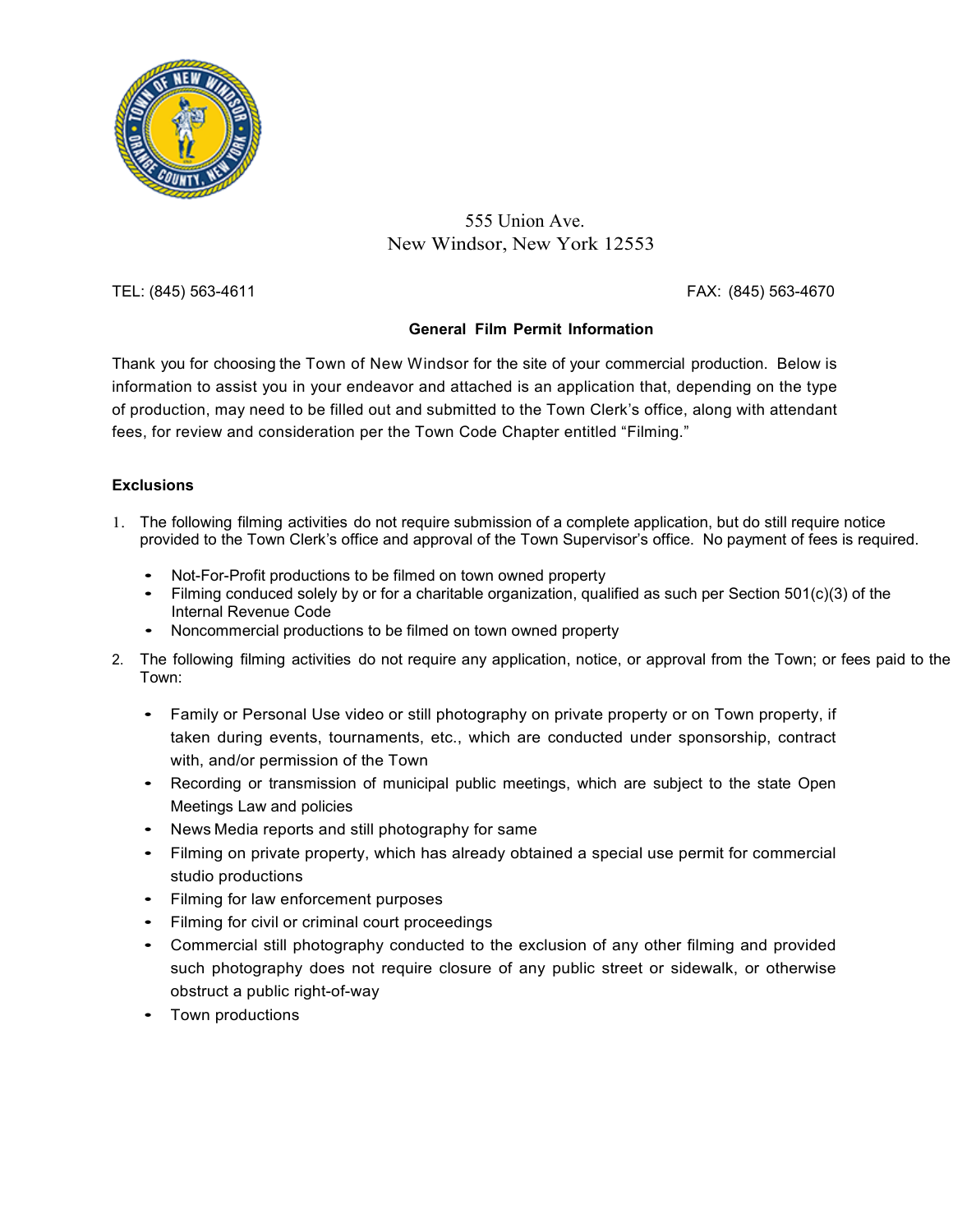555 Union Ave.
New Windsor, New York 12553

TEL: (845) 563-4611 FAX: (845) 563-4670

## General Film Permit Information

Thank you for choosing the Town of New Windsor for the site of your commercial production. Below is information to assist you in your endeavor and attached is an application that, depending on the type of production, may need to be filled out and submitted to the Town Clerk's office, along with attendant fees, for review and consideration per the Town Code Chapter entitled "Filming."

### Exclusions

1. The following filming activities do not require submission of a complete application, but do still require notice provided to the Town Clerk's office and approval of the Town Supervisor's office. No payment of fees is required.

   - Not-For-Profit productions to be filmed on town owned property
   - Filming conduced solely by or for a charitable organization, qualified as such per Section 501(c)(3) of the Internal Revenue Code
   - Noncommercial productions to be filmed on town owned property

2. The following filming activities do not require any application, notice, or approval from the Town; or fees paid to the Town:

   - Family or Personal Use video or still photography on private property or on Town property, if taken during events, tournaments, etc., which are conducted under sponsorship, contract with, and/or permission of the Town
   - Recording or transmission of municipal public meetings, which are subject to the state Open Meetings Law and policies
   - News Media reports and still photography for same
   - Filming on private property, which has already obtained a special use permit for commercial studio productions
   - Filming for law enforcement purposes
   - Filming for civil or criminal court proceedings
   - Commercial still photography conducted to the exclusion of any other filming and provided such photography does not require closure of any public street or sidewalk, or otherwise obstruct a public right-of-way
   - Town productions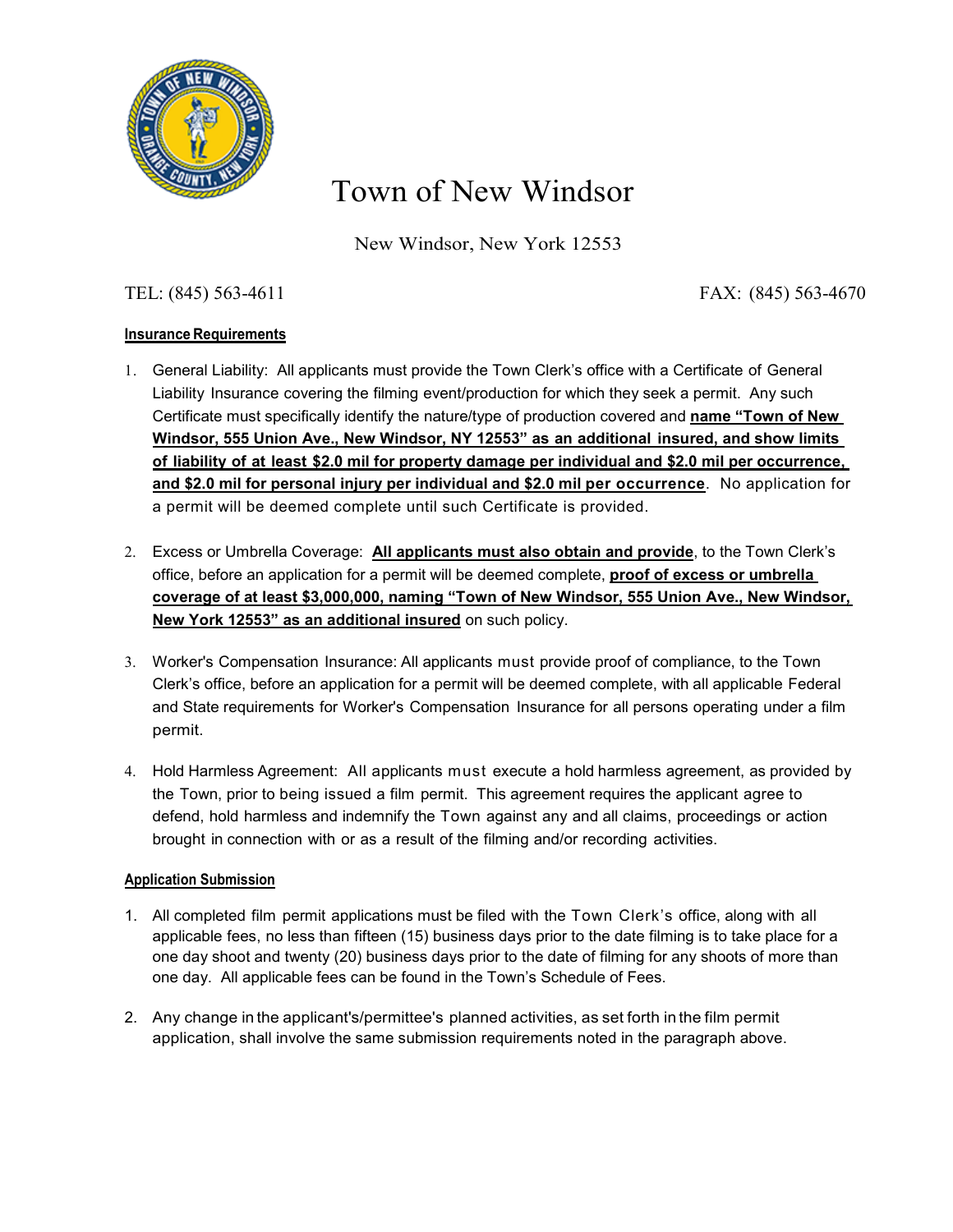# Town of New Windsor

New Windsor, New York 12553

TEL: (845) 563-4611 FAX: (845) 563-4670

**Insurance Requirements**

1. General Liability: All applicants must provide the Town Clerk's office with a Certificate of General Liability Insurance covering the filming event/production for which they seek a permit. Any such Certificate must specifically identify the nature/type of production covered and **name "Town of New Windsor, 555 Union Ave., New Windsor, NY 12553" as an additional insured, and show limits of liability of at least $2.0 mil for property damage per individual and $2.0 mil per occurrence, and $2.0 mil for personal injury per individual and $2.0 mil per occurrence**. No application for a permit will be deemed complete until such Certificate is provided.

2. Excess or Umbrella Coverage: **All applicants must also obtain and provide**, to the Town Clerk's office, before an application for a permit will be deemed complete, **proof of excess or umbrella coverage of at least $3,000,000, naming "Town of New Windsor, 555 Union Ave., New Windsor, New York 12553" as an additional insured** on such policy.

3. Worker's Compensation Insurance: All applicants must provide proof of compliance, to the Town Clerk's office, before an application for a permit will be deemed complete, with all applicable Federal and State requirements for Worker's Compensation Insurance for all persons operating under a film permit.

4. Hold Harmless Agreement: All applicants must execute a hold harmless agreement, as provided by the Town, prior to being issued a film permit. This agreement requires the applicant agree to defend, hold harmless and indemnify the Town against any and all claims, proceedings or action brought in connection with or as a result of the filming and/or recording activities.

**Application Submission**

1. All completed film permit applications must be filed with the Town Clerk's office, along with all applicable fees, no less than fifteen (15) business days prior to the date filming is to take place for a one day shoot and twenty (20) business days prior to the date of filming for any shoots of more than one day. All applicable fees can be found in the Town's Schedule of Fees.

2. Any change in the applicant's/permittee's planned activities, as set forth in the film permit application, shall involve the same submission requirements noted in the paragraph above.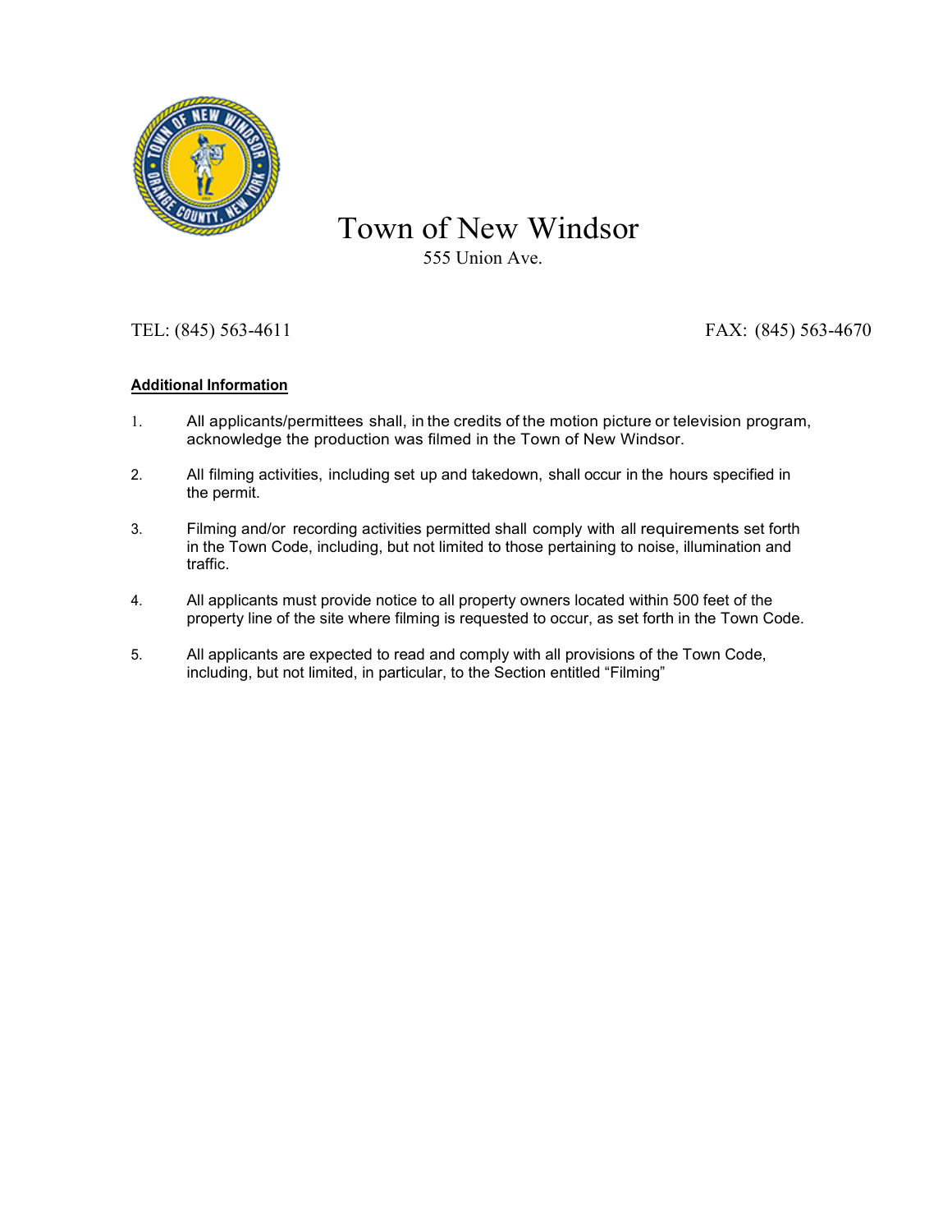# Town of New Windsor

555 Union Ave.

TEL: (845) 563-4611 FAX: (845) 563-4670

**Additional Information**

1. All applicants/permittees shall, in the credits of the motion picture or television program, acknowledge the production was filmed in the Town of New Windsor.

2. All filming activities, including set up and takedown, shall occur in the hours specified in the permit.

3. Filming and/or recording activities permitted shall comply with all requirements set forth in the Town Code, including, but not limited to those pertaining to noise, illumination and traffic.

4. All applicants must provide notice to all property owners located within 500 feet of the property line of the site where filming is requested to occur, as set forth in the Town Code.

5. All applicants are expected to read and comply with all provisions of the Town Code, including, but not limited, in particular, to the Section entitled "Filming"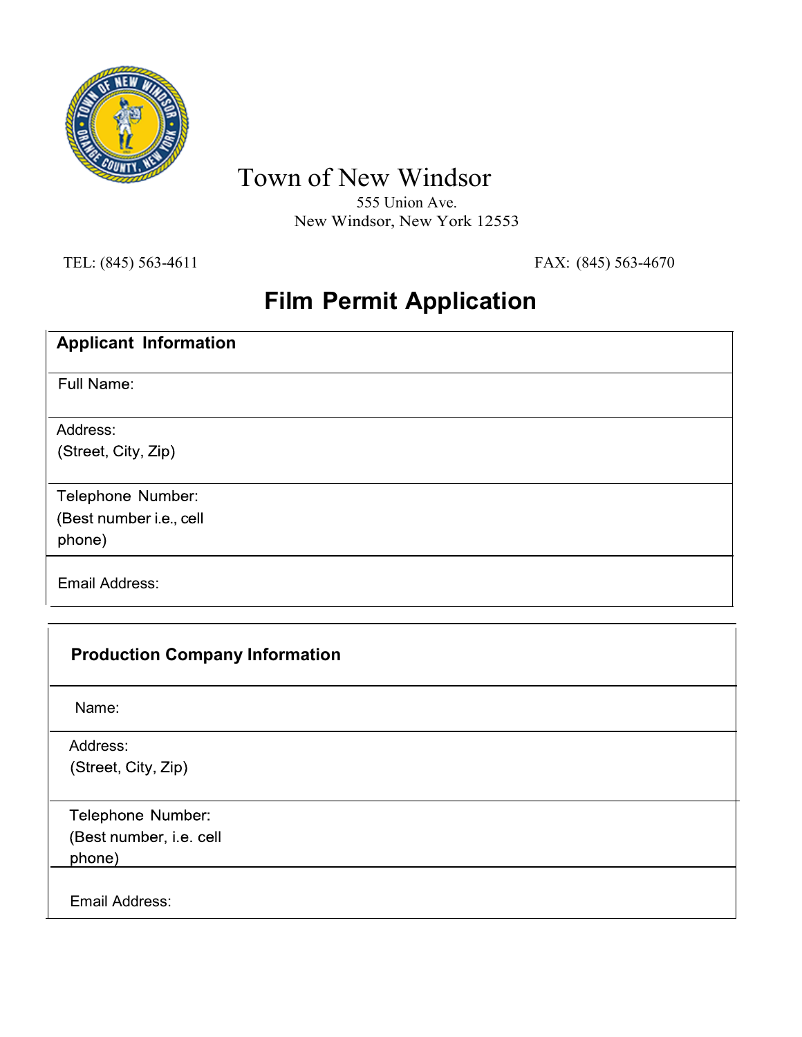# Town of New Windsor

555 Union Ave.
New Windsor, New York 12553

TEL: (845) 563-4611 FAX: (845) 563-4670

## Film Permit Application

| Applicant Information | |
|---|---|
| Full Name: | |
| Address: (Street, City, Zip) | |
| Telephone Number: (Best number i.e., cell phone) | |
| Email Address: | |

| Production Company Information | |
|---|---|
| Name: | |
| Address: (Street, City, Zip) | |
| Telephone Number: (Best number, i.e. cell phone) | |
| Email Address: | |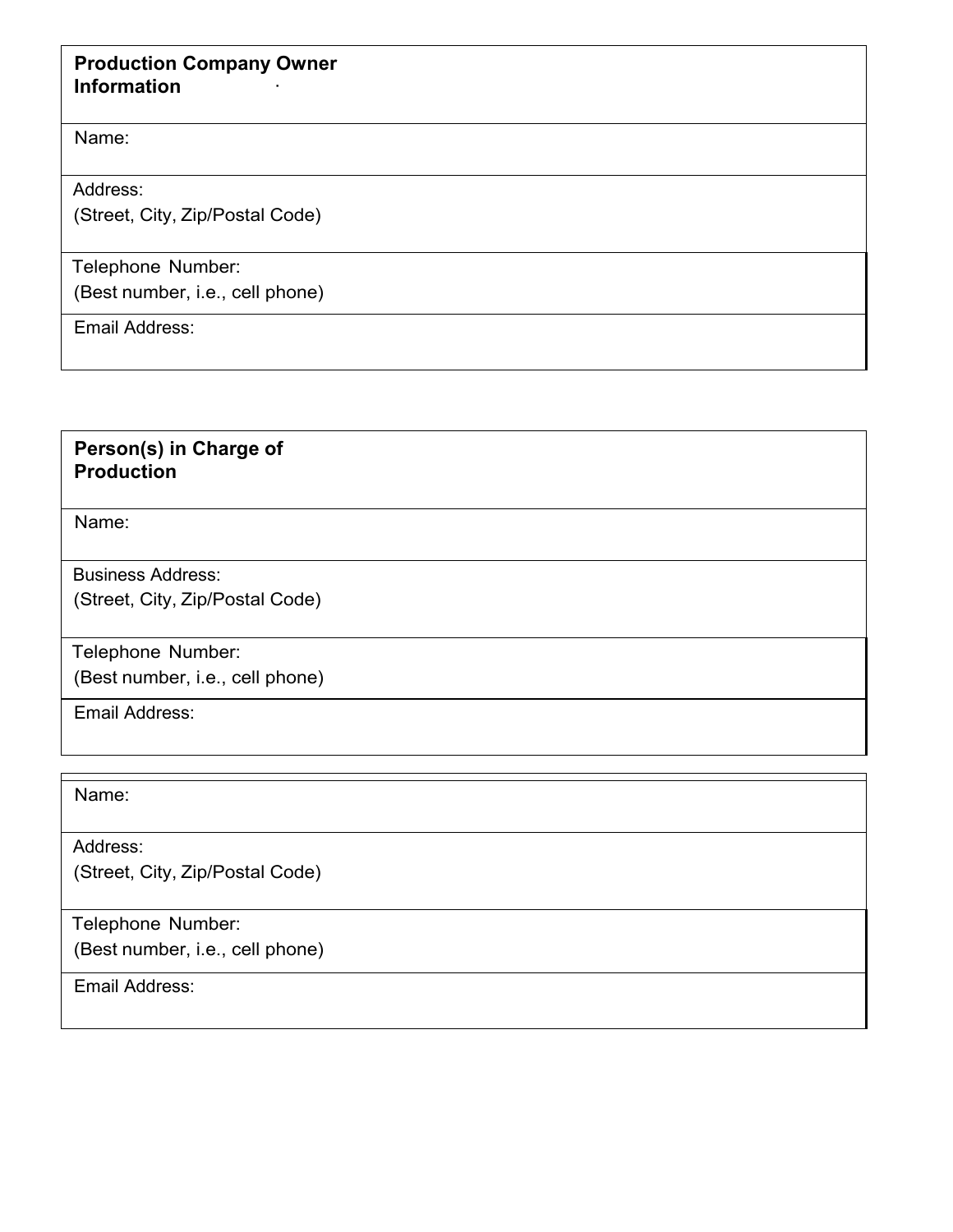| **Production Company Owner Information** |
| --- |
| Name: |
| Address:<br>(Street, City, Zip/Postal Code) |
| Telephone Number:<br>(Best number, i.e., cell phone) |
| Email Address: |

| **Person(s) in Charge of Production** |
| --- |
| Name: |
| Business Address:<br>(Street, City, Zip/Postal Code) |
| Telephone Number:<br>(Best number, i.e., cell phone) |
| Email Address: |

| Name: |
| --- |
| Address:<br>(Street, City, Zip/Postal Code) |
| Telephone Number:<br>(Best number, i.e., cell phone) |
| Email Address: |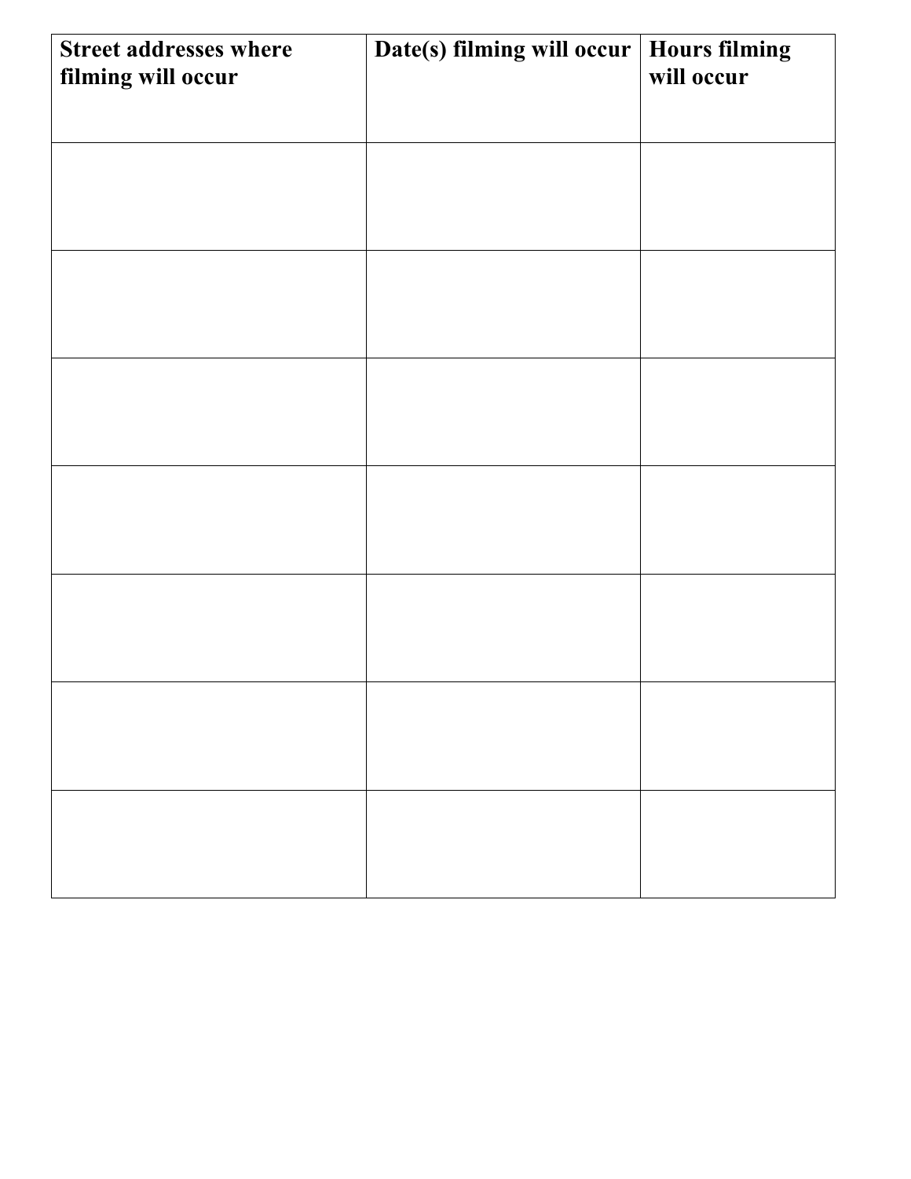| **Street addresses where filming will occur** | **Date(s) filming will occur** | **Hours filming will occur** |
| --- | --- | --- |
| | | |
| | | |
| | | |
| | | |
| | | |
| | | |
| | | |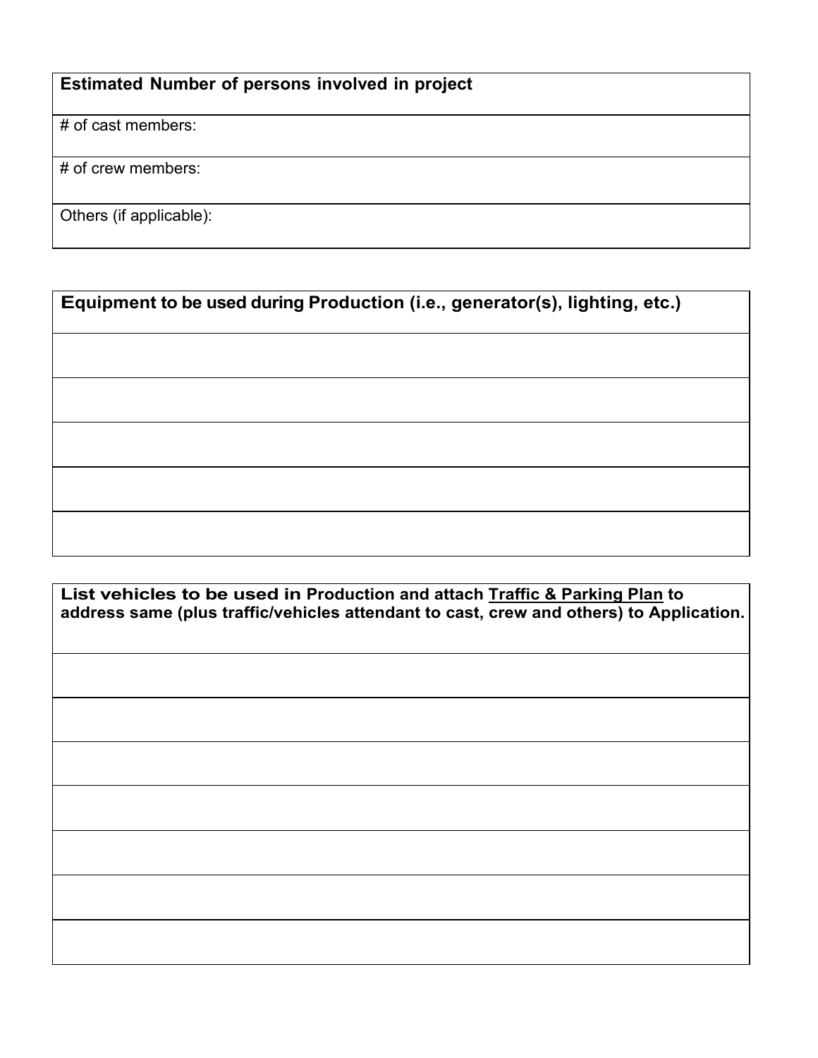| **Estimated Number of persons involved in project** |
| --- |
| # of cast members: |
| # of crew members: |
| Others (if applicable): |

| **Equipment to be used during Production (i.e., generator(s), lighting, etc.)** |
| --- |
| |
| |
| |
| |
| |

| **List vehicles to be used in Production and attach Traffic & Parking Plan to address same (plus traffic/vehicles attendant to cast, crew and others) to Application.** |
| --- |
| |
| |
| |
| |
| |
| |
| |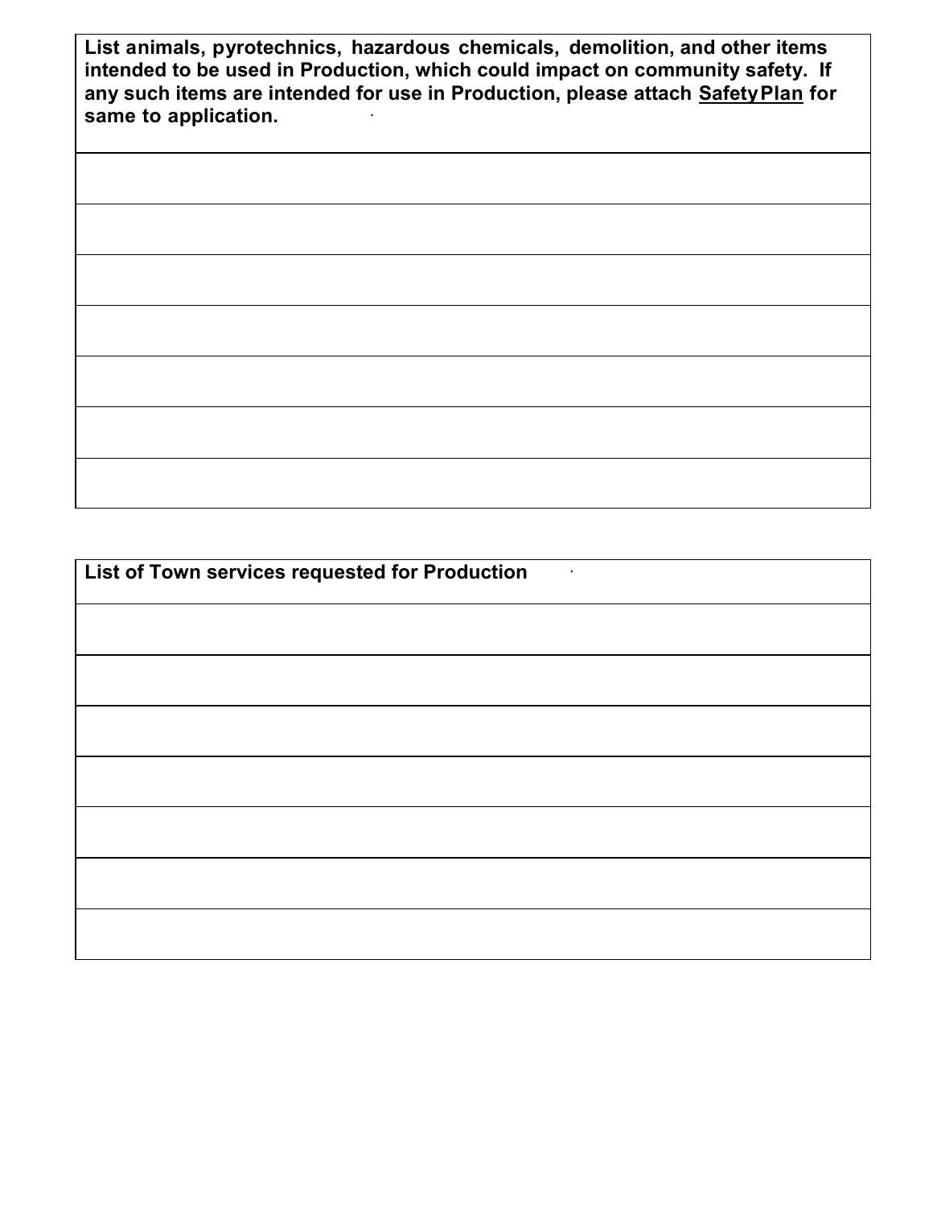| **List animals, pyrotechnics, hazardous chemicals, demolition, and other items intended to be used in Production, which could impact on community safety. If any such items are intended for use in Production, please attach Safety Plan for same to application.** |
| --- |
| |
| |
| |
| |
| |
| |
| |

| **List of Town services requested for Production** |
| --- |
| |
| |
| |
| |
| |
| |
| |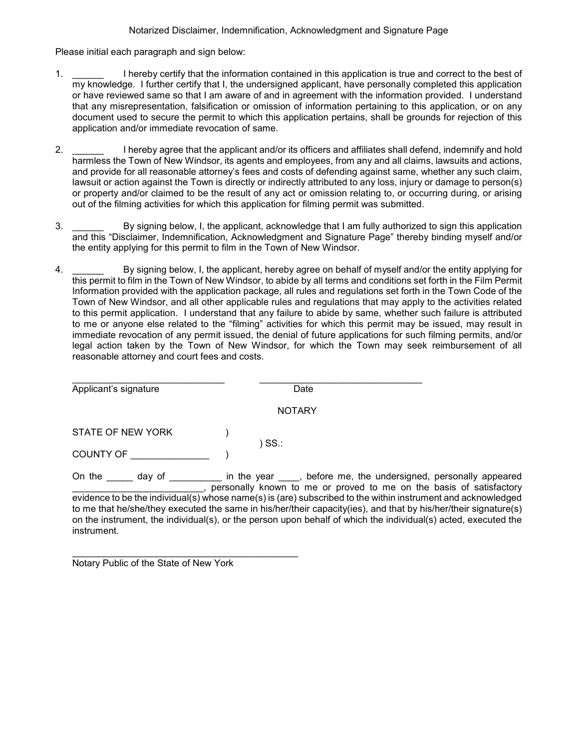## Notarized Disclaimer, Indemnification, Acknowledgment and Signature Page

Please initial each paragraph and sign below:

1. ______ I hereby certify that the information contained in this application is true and correct to the best of my knowledge. I further certify that I, the undersigned applicant, have personally completed this application or have reviewed same so that I am aware of and in agreement with the information provided. I understand that any misrepresentation, falsification or omission of information pertaining to this application, or on any document used to secure the permit to which this application pertains, shall be grounds for rejection of this application and/or immediate revocation of same.

2. ______ I hereby agree that the applicant and/or its officers and affiliates shall defend, indemnify and hold harmless the Town of New Windsor, its agents and employees, from any and all claims, lawsuits and actions, and provide for all reasonable attorney's fees and costs of defending against same, whether any such claim, lawsuit or action against the Town is directly or indirectly attributed to any loss, injury or damage to person(s) or property and/or claimed to be the result of any act or omission relating to, or occurring during, or arising out of the filming activities for which this application for filming permit was submitted.

3. ______ By signing below, I, the applicant, acknowledge that I am fully authorized to sign this application and this "Disclaimer, Indemnification, Acknowledgment and Signature Page" thereby binding myself and/or the entity applying for this permit to film in the Town of New Windsor.

4. ______ By signing below, I, the applicant, hereby agree on behalf of myself and/or the entity applying for this permit to film in the Town of New Windsor, to abide by all terms and conditions set forth in the Film Permit Information provided with the application package, all rules and regulations set forth in the Town Code of the Town of New Windsor, and all other applicable rules and regulations that may apply to the activities related to this permit application. I understand that any failure to abide by same, whether such failure is attributed to me or anyone else related to the "filming" activities for which this permit may be issued, may result in immediate revocation of any permit issued, the denial of future applications for such filming permits, and/or legal action taken by the Town of New Windsor, for which the Town may seek reimbursement of all reasonable attorney and court fees and costs.

______________________________ ________________________________
Applicant's signature Date

NOTARY

STATE OF NEW YORK )
) SS.:
COUNTY OF _______________ )

On the _____ day of __________ in the year ____, before me, the undersigned, personally appeared _________________________, personally known to me or proved to me on the basis of satisfactory evidence to be the individual(s) whose name(s) is (are) subscribed to the within instrument and acknowledged to me that he/she/they executed the same in his/her/their capacity(ies), and that by his/her/their signature(s) on the instrument, the individual(s), or the person upon behalf of which the individual(s) acted, executed the instrument.

______________________________________________
Notary Public of the State of New York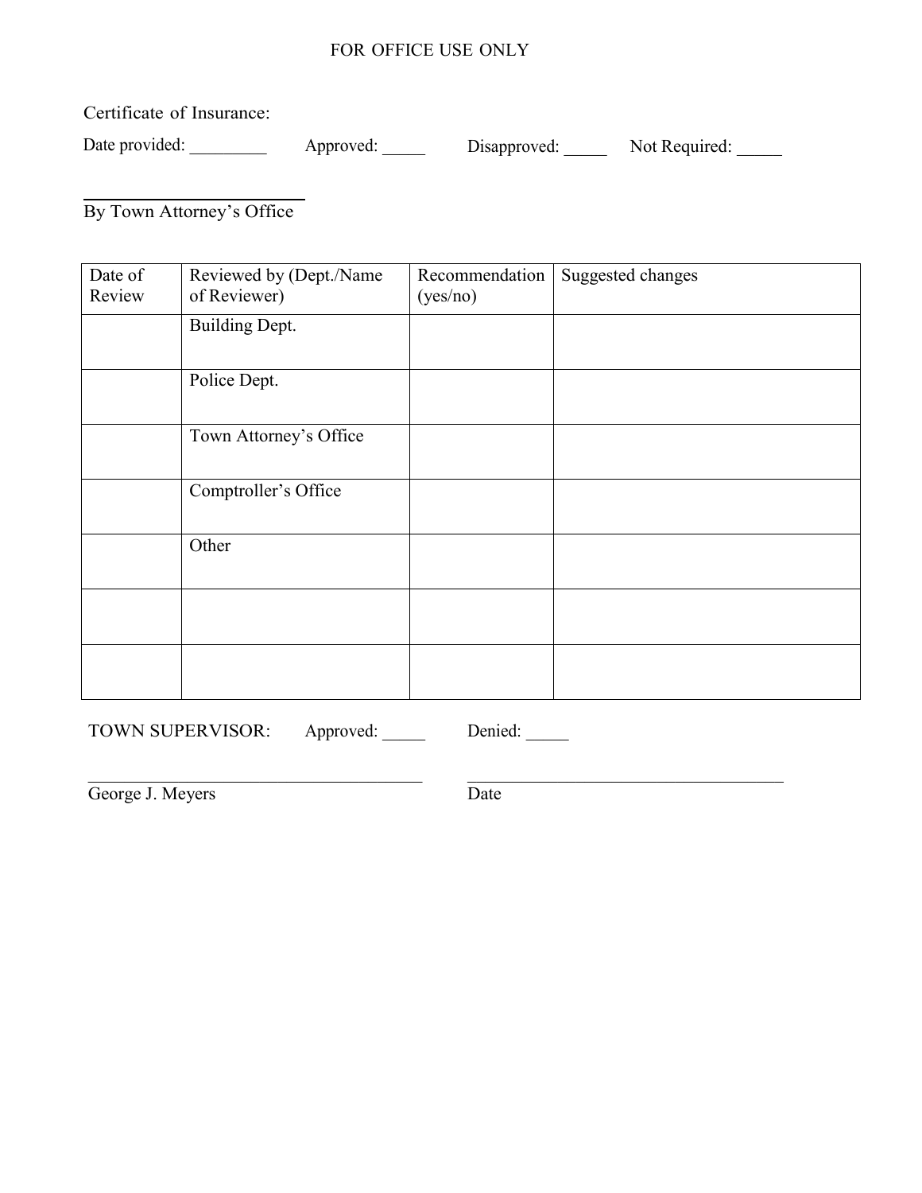FOR OFFICE USE ONLY

Certificate of Insurance:

Date provided: _________ Approved: _____ Disapproved: _____ Not Required: _____

_______________________
By Town Attorney's Office

| Date of Review | Reviewed by (Dept./Name of Reviewer) | Recommendation (yes/no) | Suggested changes |
|---|---|---|---|
| | Building Dept. | | |
| | Police Dept. | | |
| | Town Attorney's Office | | |
| | Comptroller's Office | | |
| | Other | | |
| | | | |
| | | | |

TOWN SUPERVISOR: Approved: _____ Denied: _____

_____________________________________ _____________________________________
George J. Meyers Date